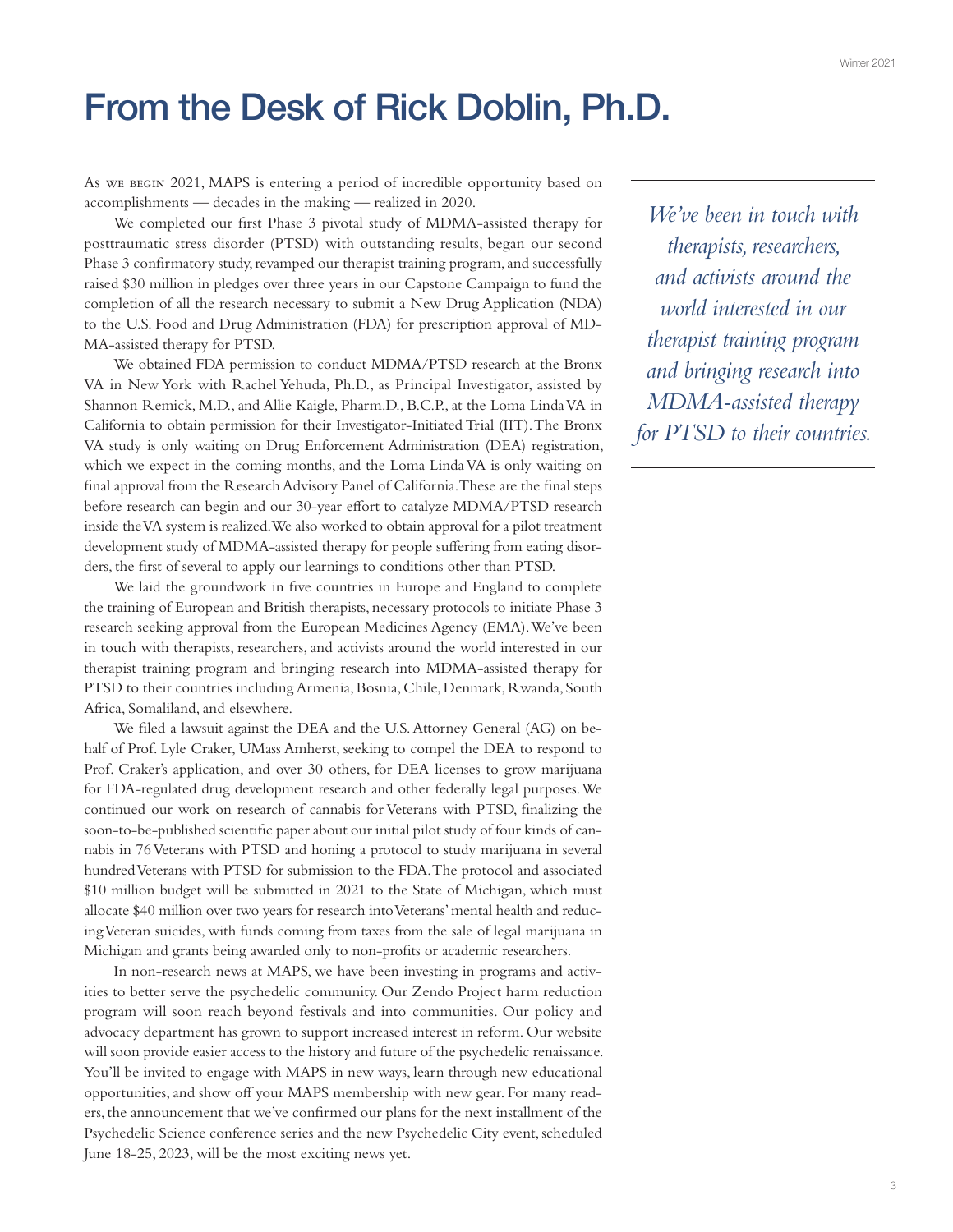# From the Desk of Rick Doblin, Ph.D.

As we begin 2021, MAPS is entering a period of incredible opportunity based on accomplishments — decades in the making — realized in 2020.

We completed our first Phase 3 pivotal study of MDMA-assisted therapy for posttraumatic stress disorder (PTSD) with outstanding results, began our second Phase 3 confirmatory study, revamped our therapist training program, and successfully raised $30 million in pledges over three years in our Capstone Campaign to fund the completion of all the research necessary to submit a New Drug Application (NDA) to the U.S. Food and Drug Administration (FDA) for prescription approval of MDMA-assisted therapy for PTSD.

We obtained FDA permission to conduct MDMA/PTSD research at the Bronx VA in New York with Rachel Yehuda, Ph.D., as Principal Investigator, assisted by Shannon Remick, M.D., and Allie Kaigle, Pharm.D., B.C.P., at the Loma Linda VA in California to obtain permission for their Investigator-Initiated Trial (IIT). The Bronx VA study is only waiting on Drug Enforcement Administration (DEA) registration, which we expect in the coming months, and the Loma Linda VA is only waiting on final approval from the Research Advisory Panel of California. These are the final steps before research can begin and our 30-year effort to catalyze MDMA/PTSD research inside the VA system is realized. We also worked to obtain approval for a pilot treatment development study of MDMA-assisted therapy for people suffering from eating disorders, the first of several to apply our learnings to conditions other than PTSD.

We laid the groundwork in five countries in Europe and England to complete the training of European and British therapists, necessary protocols to initiate Phase 3 research seeking approval from the European Medicines Agency (EMA). We've been in touch with therapists, researchers, and activists around the world interested in our therapist training program and bringing research into MDMA-assisted therapy for PTSD to their countries including Armenia, Bosnia, Chile, Denmark, Rwanda, South Africa, Somaliland, and elsewhere.

> *We've been in touch with therapists, researchers, and activists around the world interested in our therapist training program and bringing research into MDMA-assisted therapy for PTSD to their countries.*

We filed a lawsuit against the DEA and the U.S. Attorney General (AG) on behalf of Prof. Lyle Craker, UMass Amherst, seeking to compel the DEA to respond to Prof. Craker's application, and over 30 others, for DEA licenses to grow marijuana for FDA-regulated drug development research and other federally legal purposes. We continued our work on research of cannabis for Veterans with PTSD, finalizing the soon-to-be-published scientific paper about our initial pilot study of four kinds of cannabis in 76 Veterans with PTSD and honing a protocol to study marijuana in several hundred Veterans with PTSD for submission to the FDA. The protocol and associated $10 million budget will be submitted in 2021 to the State of Michigan, which must allocate $40 million over two years for research into Veterans' mental health and reducing Veteran suicides, with funds coming from taxes from the sale of legal marijuana in Michigan and grants being awarded only to non-profits or academic researchers.

In non-research news at MAPS, we have been investing in programs and activities to better serve the psychedelic community. Our Zendo Project harm reduction program will soon reach beyond festivals and into communities. Our policy and advocacy department has grown to support increased interest in reform. Our website will soon provide easier access to the history and future of the psychedelic renaissance. You'll be invited to engage with MAPS in new ways, learn through new educational opportunities, and show off your MAPS membership with new gear. For many readers, the announcement that we've confirmed our plans for the next installment of the Psychedelic Science conference series and the new Psychedelic City event, scheduled June 18-25, 2023, will be the most exciting news yet.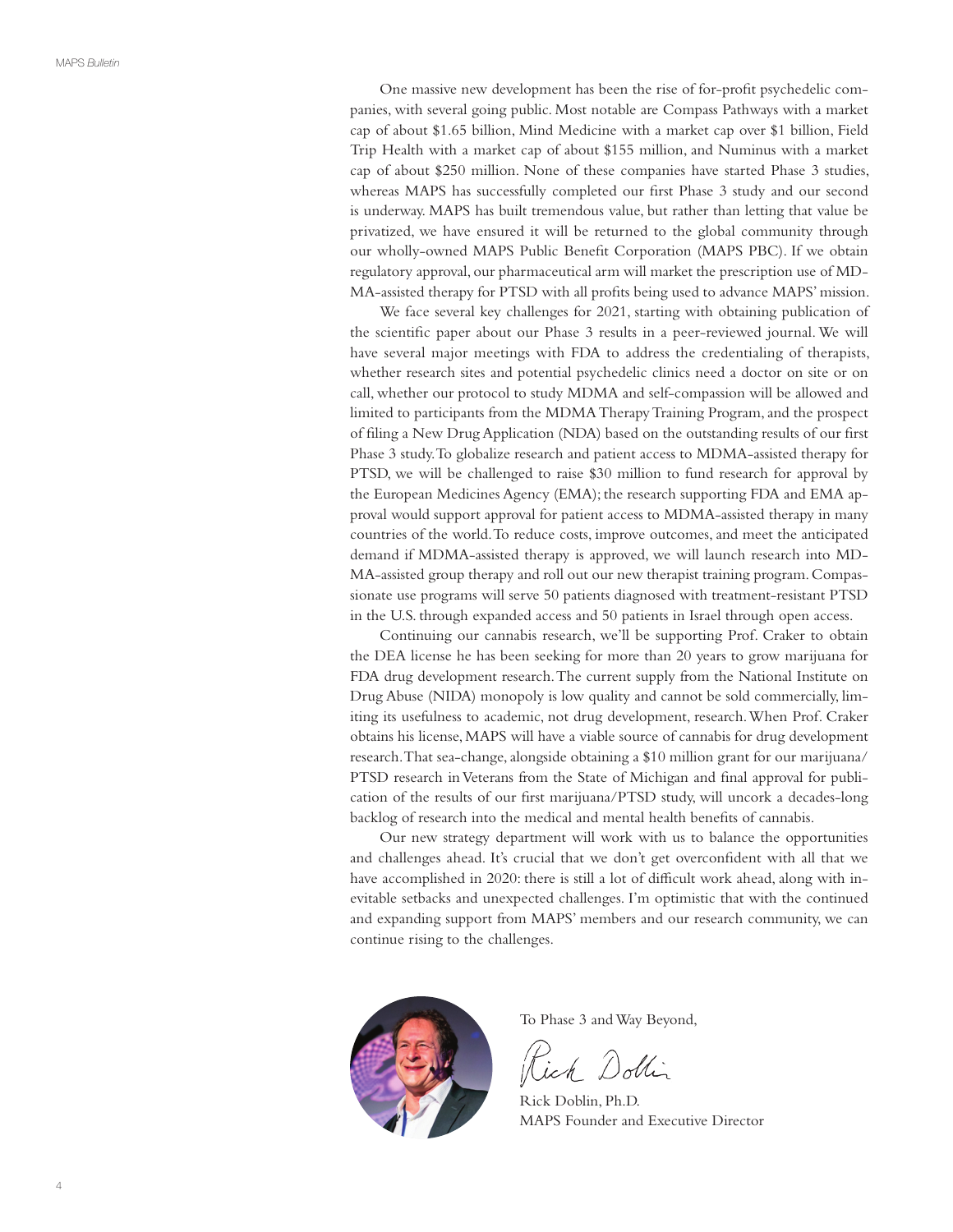One massive new development has been the rise of for-profit psychedelic companies, with several going public. Most notable are Compass Pathways with a market cap of about $1.65 billion, Mind Medicine with a market cap over $1 billion, Field Trip Health with a market cap of about $155 million, and Numinus with a market cap of about $250 million. None of these companies have started Phase 3 studies, whereas MAPS has successfully completed our first Phase 3 study and our second is underway. MAPS has built tremendous value, but rather than letting that value be privatized, we have ensured it will be returned to the global community through our wholly-owned MAPS Public Benefit Corporation (MAPS PBC). If we obtain regulatory approval, our pharmaceutical arm will market the prescription use of MDMA-assisted therapy for PTSD with all profits being used to advance MAPS' mission.

We face several key challenges for 2021, starting with obtaining publication of the scientific paper about our Phase 3 results in a peer-reviewed journal. We will have several major meetings with FDA to address the credentialing of therapists, whether research sites and potential psychedelic clinics need a doctor on site or on call, whether our protocol to study MDMA and self-compassion will be allowed and limited to participants from the MDMA Therapy Training Program, and the prospect of filing a New Drug Application (NDA) based on the outstanding results of our first Phase 3 study. To globalize research and patient access to MDMA-assisted therapy for PTSD, we will be challenged to raise $30 million to fund research for approval by the European Medicines Agency (EMA); the research supporting FDA and EMA approval would support approval for patient access to MDMA-assisted therapy in many countries of the world. To reduce costs, improve outcomes, and meet the anticipated demand if MDMA-assisted therapy is approved, we will launch research into MDMA-assisted group therapy and roll out our new therapist training program. Compassionate use programs will serve 50 patients diagnosed with treatment-resistant PTSD in the U.S. through expanded access and 50 patients in Israel through open access.

Continuing our cannabis research, we'll be supporting Prof. Craker to obtain the DEA license he has been seeking for more than 20 years to grow marijuana for FDA drug development research. The current supply from the National Institute on Drug Abuse (NIDA) monopoly is low quality and cannot be sold commercially, limiting its usefulness to academic, not drug development, research. When Prof. Craker obtains his license, MAPS will have a viable source of cannabis for drug development research. That sea-change, alongside obtaining a $10 million grant for our marijuana/PTSD research in Veterans from the State of Michigan and final approval for publication of the results of our first marijuana/PTSD study, will uncork a decades-long backlog of research into the medical and mental health benefits of cannabis.

Our new strategy department will work with us to balance the opportunities and challenges ahead. It's crucial that we don't get overconfident with all that we have accomplished in 2020: there is still a lot of difficult work ahead, along with inevitable setbacks and unexpected challenges. I'm optimistic that with the continued and expanding support from MAPS' members and our research community, we can continue rising to the challenges.

To Phase 3 and Way Beyond,

Rick Doblin

Rick Doblin, Ph.D.
MAPS Founder and Executive Director